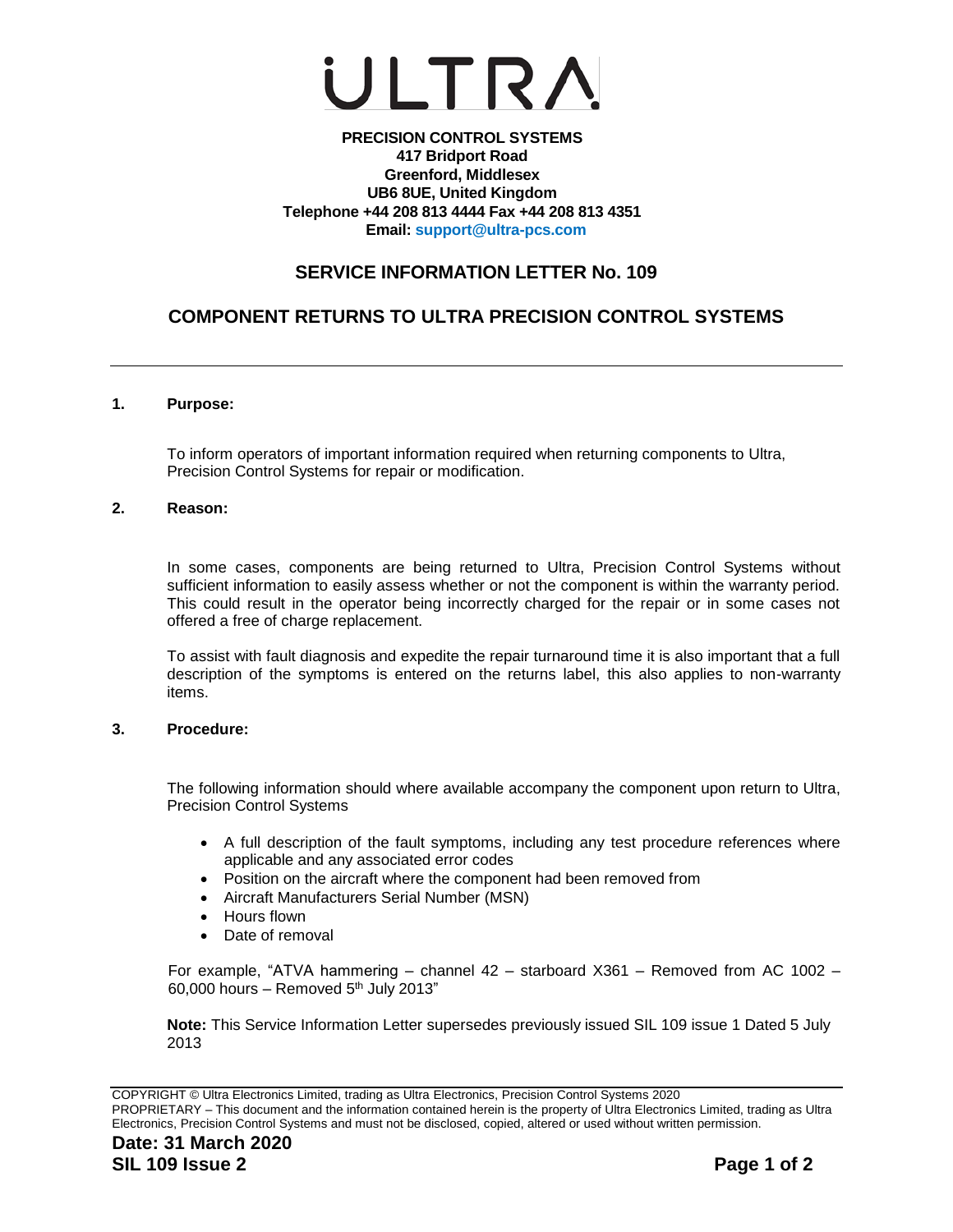# ULTRA

**PRECISION CONTROL SYSTEMS**
**417 Bridport Road**
**Greenford, Middlesex**
**UB6 8UE, United Kingdom**
**Telephone +44 208 813 4444 Fax +44 208 813 4351**
**Email: support@ultra-pcs.com**

## SERVICE INFORMATION LETTER No. 109

## COMPONENT RETURNS TO ULTRA PRECISION CONTROL SYSTEMS

---

### 1. Purpose:

To inform operators of important information required when returning components to Ultra, Precision Control Systems for repair or modification.

### 2. Reason:

In some cases, components are being returned to Ultra, Precision Control Systems without sufficient information to easily assess whether or not the component is within the warranty period. This could result in the operator being incorrectly charged for the repair or in some cases not offered a free of charge replacement.

To assist with fault diagnosis and expedite the repair turnaround time it is also important that a full description of the symptoms is entered on the returns label, this also applies to non-warranty items.

### 3. Procedure:

The following information should where available accompany the component upon return to Ultra, Precision Control Systems

- A full description of the fault symptoms, including any test procedure references where applicable and any associated error codes
- Position on the aircraft where the component had been removed from
- Aircraft Manufacturers Serial Number (MSN)
- Hours flown
- Date of removal

For example, “ATVA hammering – channel 42 – starboard X361 – Removed from AC 1002 – 60,000 hours – Removed 5th July 2013”

**Note:** This Service Information Letter supersedes previously issued SIL 109 issue 1 Dated 5 July 2013

---

COPYRIGHT © Ultra Electronics Limited, trading as Ultra Electronics, Precision Control Systems 2020
PROPRIETARY – This document and the information contained herein is the property of Ultra Electronics Limited, trading as Ultra Electronics, Precision Control Systems and must not be disclosed, copied, altered or used without written permission.

**Date: 31 March 2020**
**SIL 109 Issue 2**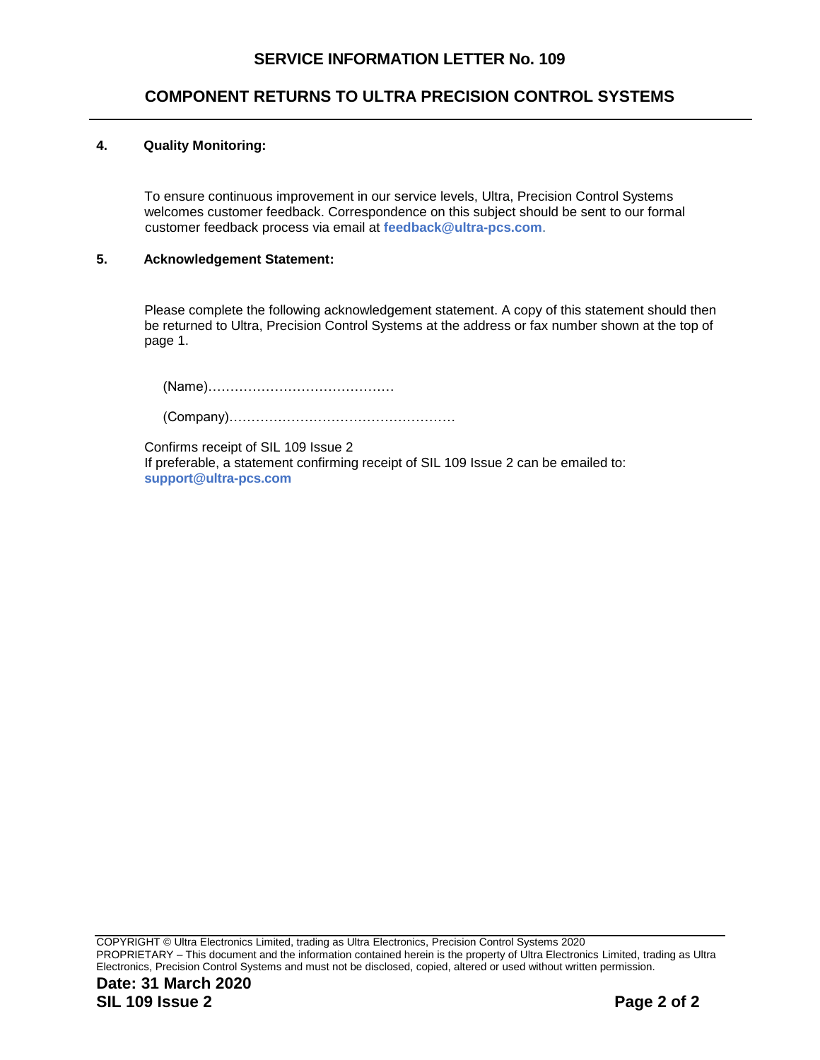**4. Quality Monitoring:**

To ensure continuous improvement in our service levels, Ultra, Precision Control Systems welcomes customer feedback. Correspondence on this subject should be sent to our formal customer feedback process via email at **feedback@ultra-pcs.com**.

**5. Acknowledgement Statement:**

Please complete the following acknowledgement statement. A copy of this statement should then be returned to Ultra, Precision Control Systems at the address or fax number shown at the top of page 1.

(Name)……………………………………

(Company)……………………………………………

Confirms receipt of SIL 109 Issue 2
If preferable, a statement confirming receipt of SIL 109 Issue 2 can be emailed to: **support@ultra-pcs.com**

COPYRIGHT © Ultra Electronics Limited, trading as Ultra Electronics, Precision Control Systems 2020
PROPRIETARY – This document and the information contained herein is the property of Ultra Electronics Limited, trading as Ultra Electronics, Precision Control Systems and must not be disclosed, copied, altered or used without written permission.

**Date: 31 March 2020**
**SIL 109 Issue 2**